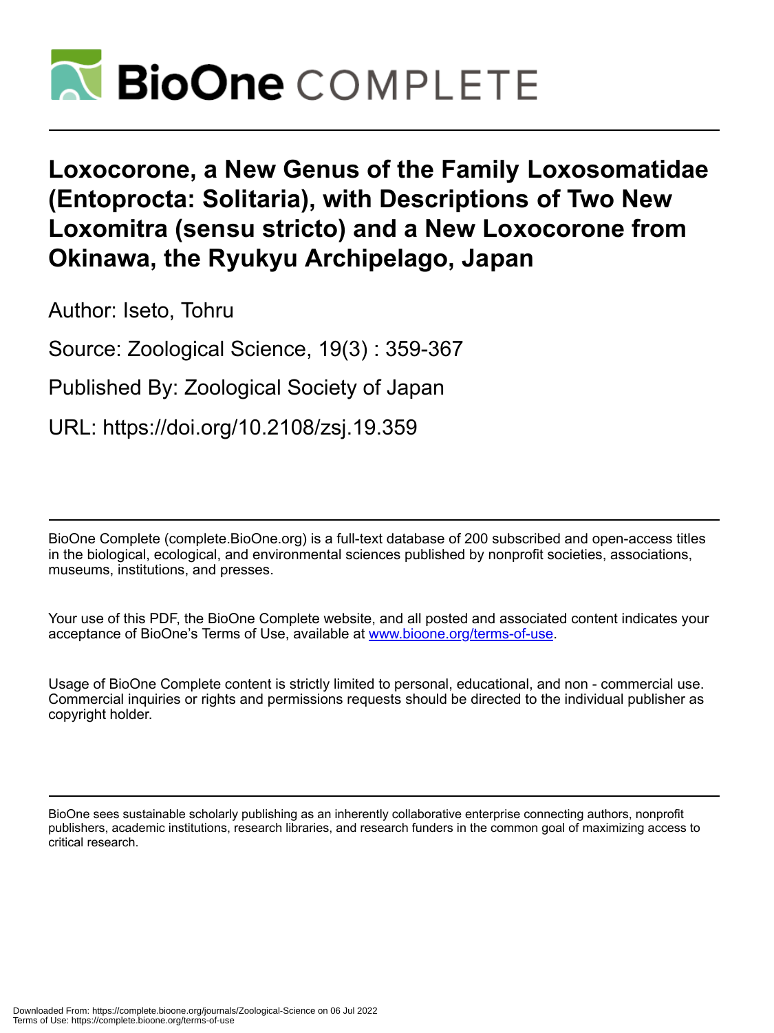# Loxocorone, a New Genus of the Family Loxosomatidae (Entoprocta: Solitaria), with Descriptions of Two New Loxomitra (sensu stricto) and a New Loxocorone from Okinawa, the Ryukyu Archipelago, Japan

Author: Iseto, Tohru

Source: Zoological Science, 19(3) : 359-367

Published By: Zoological Society of Japan

URL: https://doi.org/10.2108/zsj.19.359

BioOne Complete (complete.BioOne.org) is a full-text database of 200 subscribed and open-access titles in the biological, ecological, and environmental sciences published by nonprofit societies, associations, museums, institutions, and presses.

Your use of this PDF, the BioOne Complete website, and all posted and associated content indicates your acceptance of BioOne's Terms of Use, available at www.bioone.org/terms-of-use.

Usage of BioOne Complete content is strictly limited to personal, educational, and non - commercial use. Commercial inquiries or rights and permissions requests should be directed to the individual publisher as copyright holder.

BioOne sees sustainable scholarly publishing as an inherently collaborative enterprise connecting authors, nonprofit publishers, academic institutions, research libraries, and research funders in the common goal of maximizing access to critical research.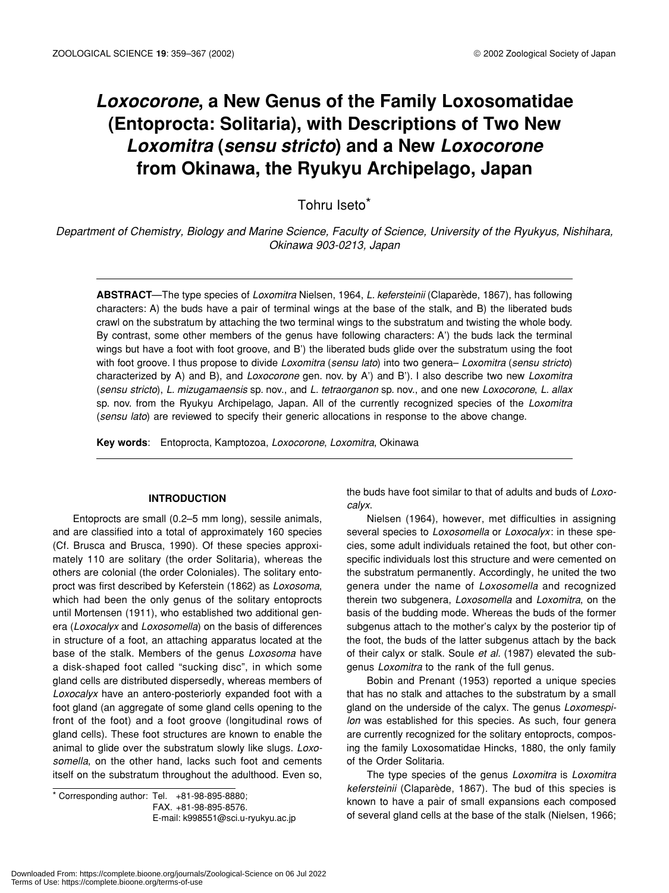# *Loxocorone*, a New Genus of the Family Loxosomatidae (Entoprocta: Solitaria), with Descriptions of Two New *Loxomitra* (*sensu stricto*) and a New *Loxocorone* from Okinawa, the Ryukyu Archipelago, Japan

Tohru Iseto*

*Department of Chemistry, Biology and Marine Science, Faculty of Science, University of the Ryukyus, Nishihara, Okinawa 903-0213, Japan*

**ABSTRACT**—The type species of *Loxomitra* Nielsen, 1964, *L. kefersteinii* (Claparède, 1867), has following characters: A) the buds have a pair of terminal wings at the base of the stalk, and B) the liberated buds crawl on the substratum by attaching the two terminal wings to the substratum and twisting the whole body. By contrast, some other members of the genus have following characters: A') the buds lack the terminal wings but have a foot with foot groove, and B') the liberated buds glide over the substratum using the foot with foot groove. I thus propose to divide *Loxomitra* (*sensu lato*) into two genera– *Loxomitra* (*sensu stricto*) characterized by A) and B), and *Loxocorone* gen. nov. by A') and B'). I also describe two new *Loxomitra* (*sensu stricto*), *L. mizugamaensis* sp. nov., and *L. tetraorganon* sp. nov., and one new *Loxocorone*, *L. allax* sp. nov. from the Ryukyu Archipelago, Japan. All of the currently recognized species of the *Loxomitra* (*sensu lato*) are reviewed to specify their generic allocations in response to the above change.

**Key words**: Entoprocta, Kamptozoa, *Loxocorone*, *Loxomitra*, Okinawa

## INTRODUCTION

Entoprocts are small (0.2–5 mm long), sessile animals, and are classified into a total of approximately 160 species (Cf. Brusca and Brusca, 1990). Of these species approximately 110 are solitary (the order Solitaria), whereas the others are colonial (the order Coloniales). The solitary entoproct was first described by Keferstein (1862) as *Loxosoma*, which had been the only genus of the solitary entoprocts until Mortensen (1911), who established two additional genera (*Loxocalyx* and *Loxosomella*) on the basis of differences in structure of a foot, an attaching apparatus located at the base of the stalk. Members of the genus *Loxosoma* have a disk-shaped foot called "sucking disc", in which some gland cells are distributed dispersedly, whereas members of *Loxocalyx* have an antero-posteriorly expanded foot with a foot gland (an aggregate of some gland cells opening to the front of the foot) and a foot groove (longitudinal rows of gland cells). These foot structures are known to enable the animal to glide over the substratum slowly like slugs. *Loxosomella*, on the other hand, lacks such foot and cements itself on the substratum throughout the adulthood. Even so, the buds have foot similar to that of adults and buds of *Loxocalyx*.

Nielsen (1964), however, met difficulties in assigning several species to *Loxosomella* or *Loxocalyx*: in these species, some adult individuals retained the foot, but other conspecific individuals lost this structure and were cemented on the substratum permanently. Accordingly, he united the two genera under the name of *Loxosomella* and recognized therein two subgenera, *Loxosomella* and *Loxomitra*, on the basis of the budding mode. Whereas the buds of the former subgenus attach to the mother's calyx by the posterior tip of the foot, the buds of the latter subgenus attach by the back of their calyx or stalk. Soule *et al.* (1987) elevated the subgenus *Loxomitra* to the rank of the full genus.

Bobin and Prenant (1953) reported a unique species that has no stalk and attaches to the substratum by a small gland on the underside of the calyx. The genus *Loxomespilon* was established for this species. As such, four genera are currently recognized for the solitary entoprocts, composing the family Loxosomatidae Hincks, 1880, the only family of the Order Solitaria.

The type species of the genus *Loxomitra* is *Loxomitra kefersteinii* (Claparède, 1867). The bud of this species is known to have a pair of small expansions each composed of several gland cells at the base of the stalk (Nielsen, 1966;

* Corresponding author: Tel. +81-98-895-8880;
FAX. +81-98-895-8576.
E-mail: k998551@sci.u-ryukyu.ac.jp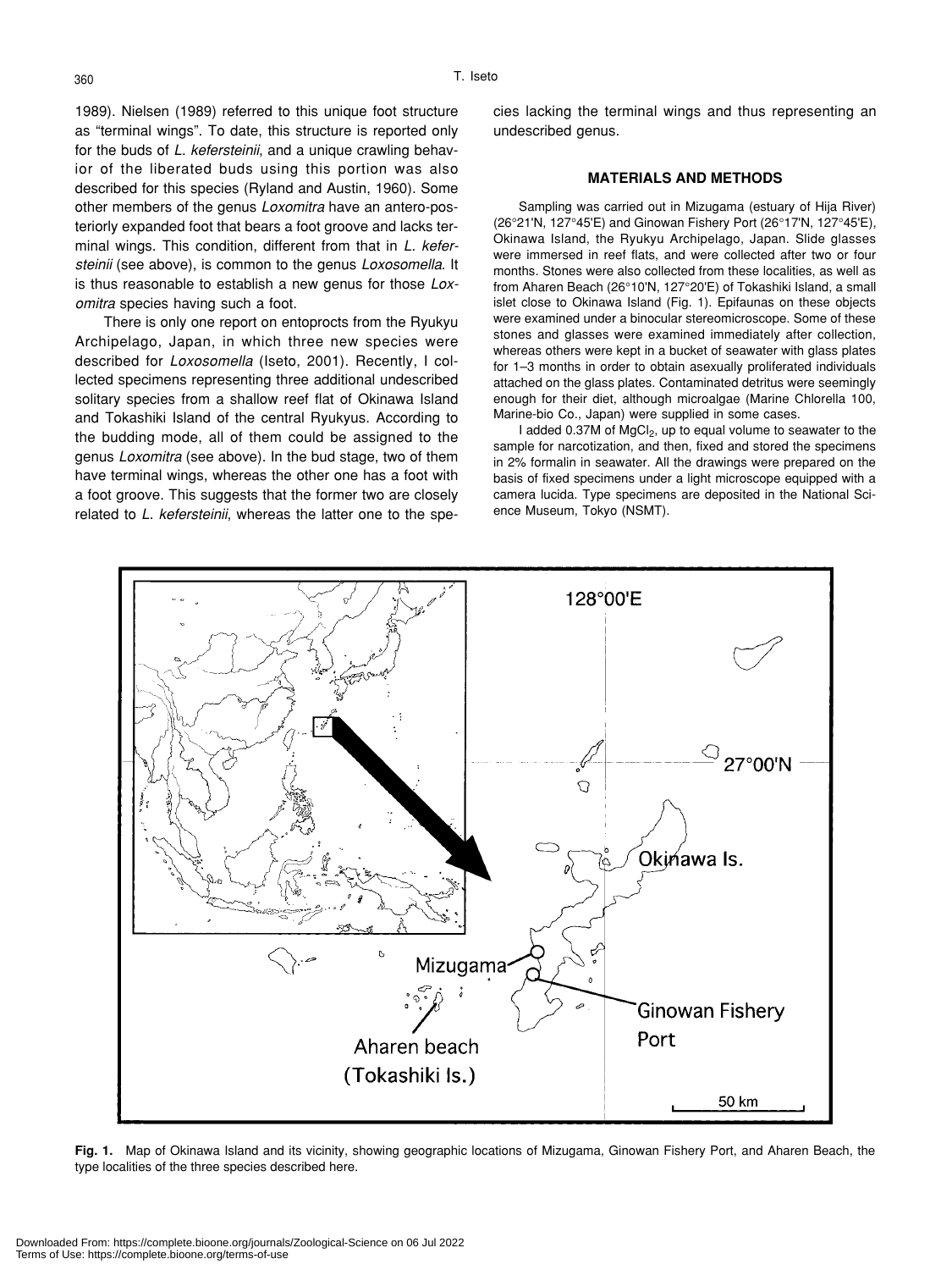1989). Nielsen (1989) referred to this unique foot structure as "terminal wings". To date, this structure is reported only for the buds of *L. kefersteinii*, and a unique crawling behavior of the liberated buds using this portion was also described for this species (Ryland and Austin, 1960). Some other members of the genus *Loxomitra* have an antero-posteriorly expanded foot that bears a foot groove and lacks terminal wings. This condition, different from that in *L. kefersteinii* (see above), is common to the genus *Loxosomella*. It is thus reasonable to establish a new genus for those *Loxomitra* species having such a foot.

There is only one report on entoprocts from the Ryukyu Archipelago, Japan, in which three new species were described for *Loxosomella* (Iseto, 2001). Recently, I collected specimens representing three additional undescribed solitary species from a shallow reef flat of Okinawa Island and Tokashiki Island of the central Ryukyus. According to the budding mode, all of them could be assigned to the genus *Loxomitra* (see above). In the bud stage, two of them have terminal wings, whereas the other one has a foot with a foot groove. This suggests that the former two are closely related to *L. kefersteinii*, whereas the latter one to the species lacking the terminal wings and thus representing an undescribed genus.

## MATERIALS AND METHODS

Sampling was carried out in Mizugama (estuary of Hija River) (26°21'N, 127°45'E) and Ginowan Fishery Port (26°17'N, 127°45'E), Okinawa Island, the Ryukyu Archipelago, Japan. Slide glasses were immersed in reef flats, and were collected after two or four months. Stones were also collected from these localities, as well as from Aharen Beach (26°10'N, 127°20'E) of Tokashiki Island, a small islet close to Okinawa Island (Fig. 1). Epifaunas on these objects were examined under a binocular stereomicroscope. Some of these stones and glasses were examined immediately after collection, whereas others were kept in a bucket of seawater with glass plates for 1–3 months in order to obtain asexually proliferated individuals attached on the glass plates. Contaminated detritus were seemingly enough for their diet, although microalgae (Marine Chlorella 100, Marine-bio Co., Japan) were supplied in some cases.

I added 0.37M of $MgCl_2$, up to equal volume to seawater to the sample for narcotization, and then, fixed and stored the specimens in 2% formalin in seawater. All the drawings were prepared on the basis of fixed specimens under a light microscope equipped with a camera lucida. Type specimens are deposited in the National Science Museum, Tokyo (NSMT).

**Fig. 1.** Map of Okinawa Island and its vicinity, showing geographic locations of Mizugama, Ginowan Fishery Port, and Aharen Beach, the type localities of the three species described here.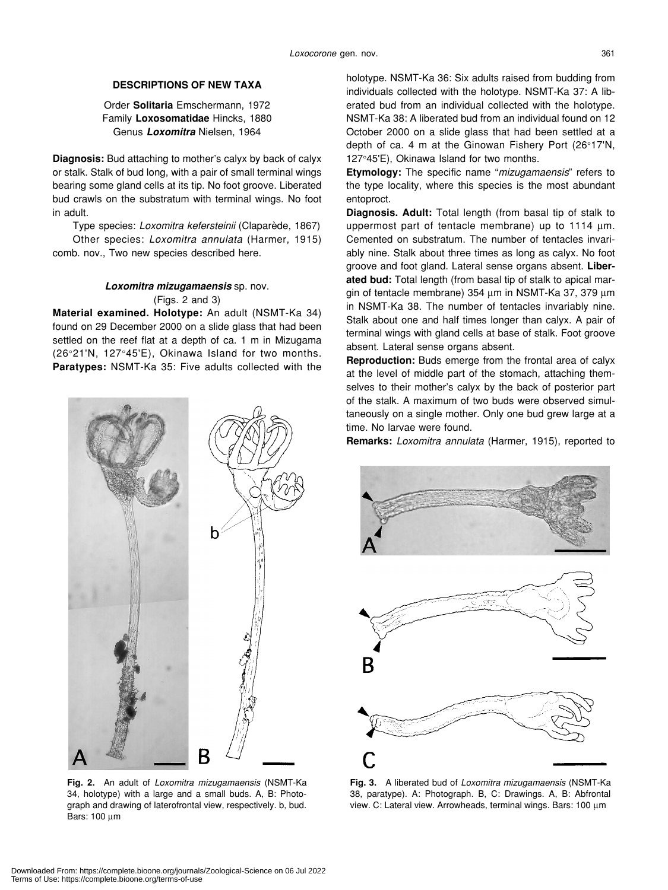## DESCRIPTIONS OF NEW TAXA

Order **Solitaria** Emschermann, 1972
Family **Loxosomatidae** Hincks, 1880
Genus ***Loxomitra*** Nielsen, 1964

**Diagnosis:** Bud attaching to mother's calyx by back of calyx or stalk. Stalk of bud long, with a pair of small terminal wings bearing some gland cells at its tip. No foot groove. Liberated bud crawls on the substratum with terminal wings. No foot in adult.

Type species: *Loxomitra kefersteinii* (Claparède, 1867)

Other species: *Loxomitra annulata* (Harmer, 1915) comb. nov., Two new species described here.

### *Loxomitra mizugamaensis* sp. nov.

(Figs. 2 and 3)

**Material examined. Holotype:** An adult (NSMT-Ka 34) found on 29 December 2000 on a slide glass that had been settled on the reef flat at a depth of ca. 1 m in Mizugama (26°21'N, 127°45'E), Okinawa Island for two months. **Paratypes:** NSMT-Ka 35: Five adults collected with the holotype. NSMT-Ka 36: Six adults raised from budding from individuals collected with the holotype. NSMT-Ka 37: A liberated bud from an individual collected with the holotype. NSMT-Ka 38: A liberated bud from an individual found on 12 October 2000 on a slide glass that had been settled at a depth of ca. 4 m at the Ginowan Fishery Port (26°17'N, 127°45'E), Okinawa Island for two months.

**Etymology:** The specific name "*mizugamaensis*" refers to the type locality, where this species is the most abundant entoproct.

**Diagnosis. Adult:** Total length (from basal tip of stalk to uppermost part of tentacle membrane) up to 1114 μm. Cemented on substratum. The number of tentacles invariably nine. Stalk about three times as long as calyx. No foot groove and foot gland. Lateral sense organs absent. **Liberated bud:** Total length (from basal tip of stalk to apical margin of tentacle membrane) 354 μm in NSMT-Ka 37, 379 μm in NSMT-Ka 38. The number of tentacles invariably nine. Stalk about one and half times longer than calyx. A pair of terminal wings with gland cells at base of stalk. Foot groove absent. Lateral sense organs absent.

**Reproduction:** Buds emerge from the frontal area of calyx at the level of middle part of the stomach, attaching themselves to their mother's calyx by the back of posterior part of the stalk. A maximum of two buds were observed simultaneously on a single mother. Only one bud grew large at a time. No larvae were found.

**Fig. 2.** An adult of *Loxomitra mizugamaensis* (NSMT-Ka 34, holotype) with a large and a small buds. A, B: Photograph and drawing of laterofrontal view, respectively. b, bud. Bars: 100 μm

**Fig. 3.** A liberated bud of *Loxomitra mizugamaensis* (NSMT-Ka 38, paratype). A: Photograph. B, C: Drawings. A, B: Abfrontal view. C: Lateral view. Arrowheads, terminal wings. Bars: 100 μm

**Remarks:** *Loxomitra annulata* (Harmer, 1915), reported to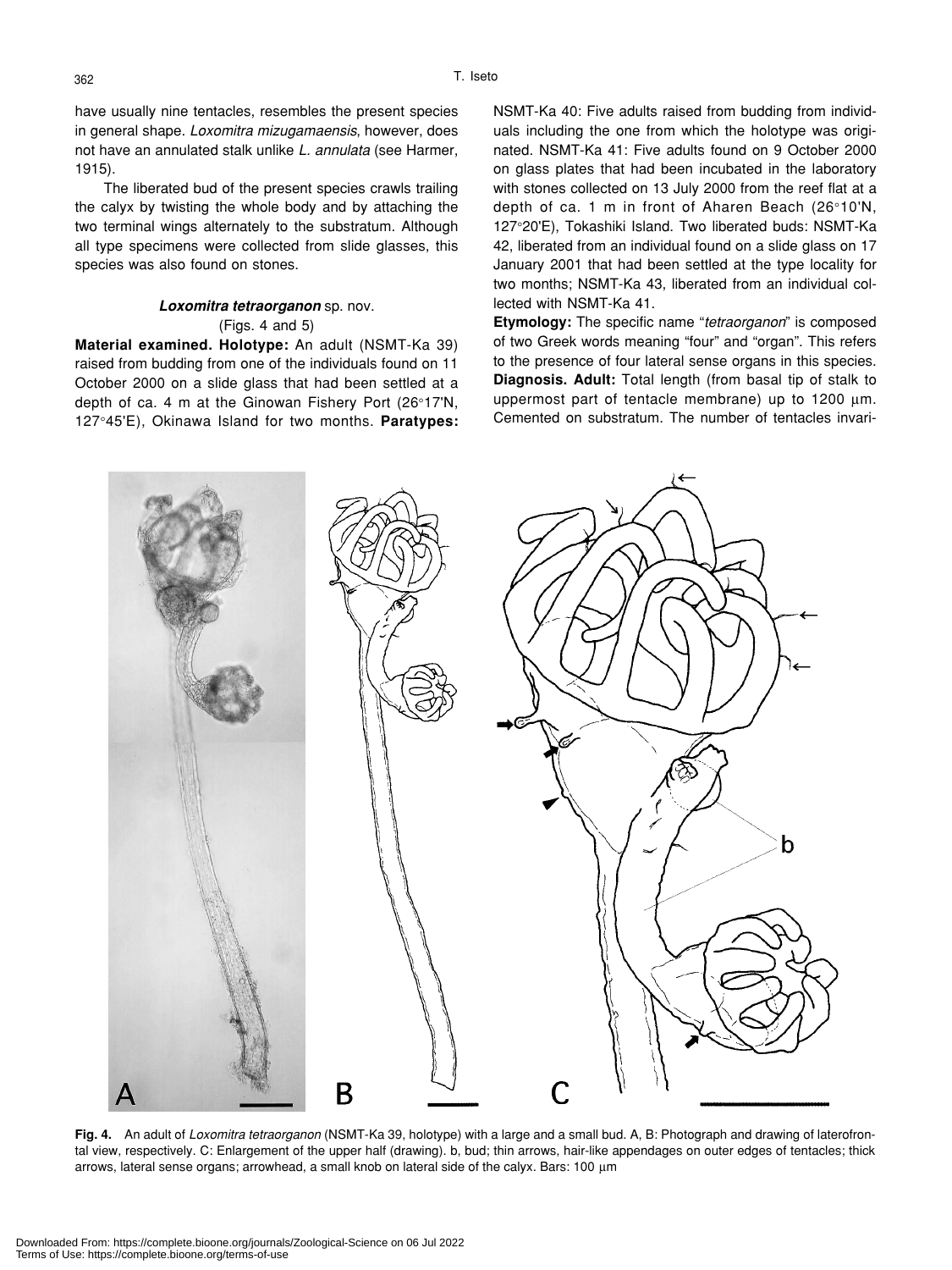have usually nine tentacles, resembles the present species in general shape. *Loxomitra mizugamaensis*, however, does not have an annulated stalk unlike *L. annulata* (see Harmer, 1915).

The liberated bud of the present species crawls trailing the calyx by twisting the whole body and by attaching the two terminal wings alternately to the substratum. Although all type specimens were collected from slide glasses, this species was also found on stones.

### *Loxomitra tetraorganon* sp. nov.

(Figs. 4 and 5)

**Material examined. Holotype:** An adult (NSMT-Ka 39) raised from budding from one of the individuals found on 11 October 2000 on a slide glass that had been settled at a depth of ca. 4 m at the Ginowan Fishery Port (26°17'N, 127°45'E), Okinawa Island for two months. **Paratypes:** NSMT-Ka 40: Five adults raised from budding from individuals including the one from which the holotype was originated. NSMT-Ka 41: Five adults found on 9 October 2000 on glass plates that had been incubated in the laboratory with stones collected on 13 July 2000 from the reef flat at a depth of ca. 1 m in front of Aharen Beach (26°10'N, 127°20'E), Tokashiki Island. Two liberated buds: NSMT-Ka 42, liberated from an individual found on a slide glass on 17 January 2001 that had been settled at the type locality for two months; NSMT-Ka 43, liberated from an individual collected with NSMT-Ka 41.

**Etymology:** The specific name "*tetraorganon*" is composed of two Greek words meaning "four" and "organ". This refers to the presence of four lateral sense organs in this species.

**Diagnosis. Adult:** Total length (from basal tip of stalk to uppermost part of tentacle membrane) up to 1200 μm. Cemented on substratum. The number of tentacles invari-

**Fig. 4.** An adult of *Loxomitra tetraorganon* (NSMT-Ka 39, holotype) with a large and a small bud. A, B: Photograph and drawing of laterofrontal view, respectively. C: Enlargement of the upper half (drawing). b, bud; thin arrows, hair-like appendages on outer edges of tentacles; thick arrows, lateral sense organs; arrowhead, a small knob on lateral side of the calyx. Bars: 100 μm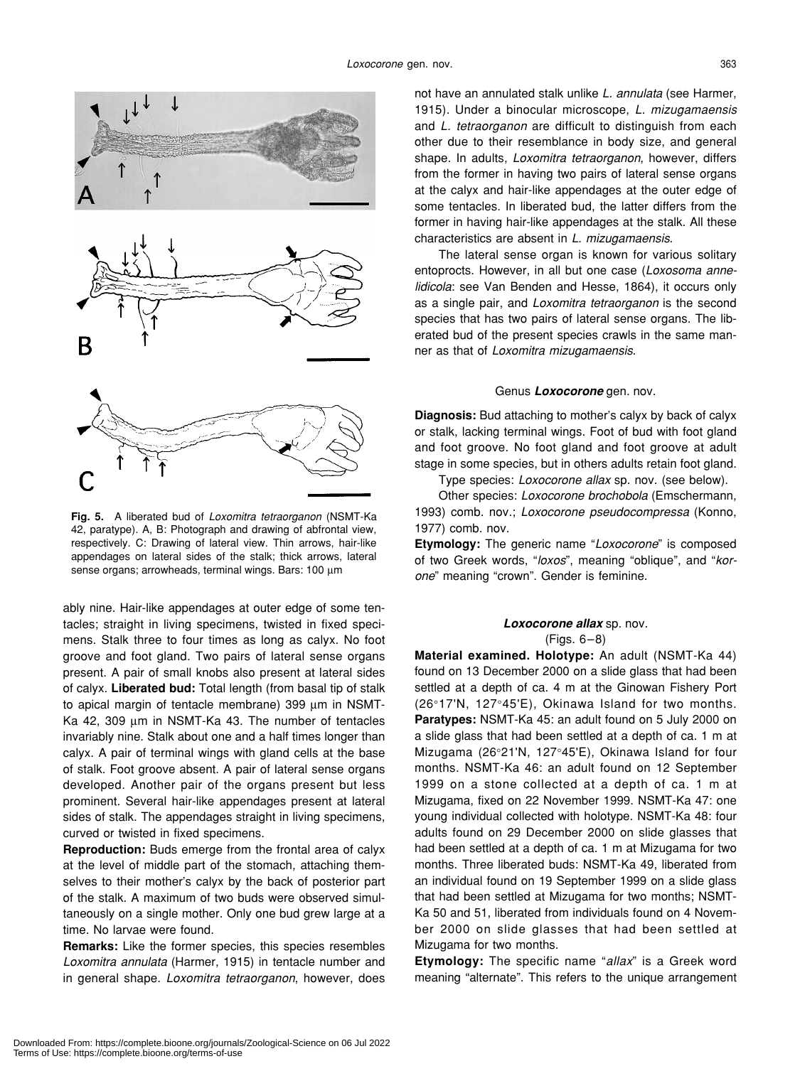Fig. 5. A liberated bud of *Loxomitra tetraorganon* (NSMT-Ka 42, paratype). A, B: Photograph and drawing of abfrontal view, respectively. C: Drawing of lateral view. Thin arrows, hair-like appendages on lateral sides of the stalk; thick arrows, lateral sense organs; arrowheads, terminal wings. Bars: 100 µm

ably nine. Hair-like appendages at outer edge of some tentacles; straight in living specimens, twisted in fixed specimens. Stalk three to four times as long as calyx. No foot groove and foot gland. Two pairs of lateral sense organs present. A pair of small knobs also present at lateral sides of calyx. **Liberated bud:** Total length (from basal tip of stalk to apical margin of tentacle membrane) 399 µm in NSMT-Ka 42, 309 µm in NSMT-Ka 43. The number of tentacles invariably nine. Stalk about one and a half times longer than calyx. A pair of terminal wings with gland cells at the base of stalk. Foot groove absent. A pair of lateral sense organs developed. Another pair of the organs present but less prominent. Several hair-like appendages present at lateral sides of stalk. The appendages straight in living specimens, curved or twisted in fixed specimens.

**Reproduction:** Buds emerge from the frontal area of calyx at the level of middle part of the stomach, attaching themselves to their mother's calyx by the back of posterior part of the stalk. A maximum of two buds were observed simultaneously on a single mother. Only one bud grew large at a time. No larvae were found.

**Remarks:** Like the former species, this species resembles *Loxomitra annulata* (Harmer, 1915) in tentacle number and in general shape. *Loxomitra tetraorganon*, however, does not have an annulated stalk unlike *L. annulata* (see Harmer, 1915). Under a binocular microscope, *L. mizugamaensis* and *L. tetraorganon* are difficult to distinguish from each other due to their resemblance in body size, and general shape. In adults, *Loxomitra tetraorganon*, however, differs from the former in having two pairs of lateral sense organs at the calyx and hair-like appendages at the outer edge of some tentacles. In liberated bud, the latter differs from the former in having hair-like appendages at the stalk. All these characteristics are absent in *L. mizugamaensis*.

The lateral sense organ is known for various solitary entoprocts. However, in all but one case (*Loxosoma annelidicola*: see Van Benden and Hesse, 1864), it occurs only as a single pair, and *Loxomitra tetraorganon* is the second species that has two pairs of lateral sense organs. The liberated bud of the present species crawls in the same manner as that of *Loxomitra mizugamaensis*.

## Genus *Loxocorone* gen. nov.

**Diagnosis:** Bud attaching to mother's calyx by back of calyx or stalk, lacking terminal wings. Foot of bud with foot gland and foot groove. No foot gland and foot groove at adult stage in some species, but in others adults retain foot gland.

Type species: *Loxocorone allax* sp. nov. (see below).

Other species: *Loxocorone brochobola* (Emschermann, 1993) comb. nov.; *Loxocorone pseudocompressa* (Konno, 1977) comb. nov.

**Etymology:** The generic name "*Loxocorone*" is composed of two Greek words, "*loxos*", meaning "oblique", and "*korone*" meaning "crown". Gender is feminine.

### *Loxocorone allax* sp. nov.

(Figs. 6–8)

**Material examined. Holotype:** An adult (NSMT-Ka 44) found on 13 December 2000 on a slide glass that had been settled at a depth of ca. 4 m at the Ginowan Fishery Port (26°17'N, 127°45'E), Okinawa Island for two months. **Paratypes:** NSMT-Ka 45: an adult found on 5 July 2000 on a slide glass that had been settled at a depth of ca. 1 m at Mizugama (26°21'N, 127°45'E), Okinawa Island for four months. NSMT-Ka 46: an adult found on 12 September 1999 on a stone collected at a depth of ca. 1 m at Mizugama, fixed on 22 November 1999. NSMT-Ka 47: one young individual collected with holotype. NSMT-Ka 48: four adults found on 29 December 2000 on slide glasses that had been settled at a depth of ca. 1 m at Mizugama for two months. Three liberated buds: NSMT-Ka 49, liberated from an individual found on 19 September 1999 on a slide glass that had been settled at Mizugama for two months; NSMT-Ka 50 and 51, liberated from individuals found on 4 November 2000 on slide glasses that had been settled at Mizugama for two months.

**Etymology:** The specific name "*allax*" is a Greek word meaning "alternate". This refers to the unique arrangement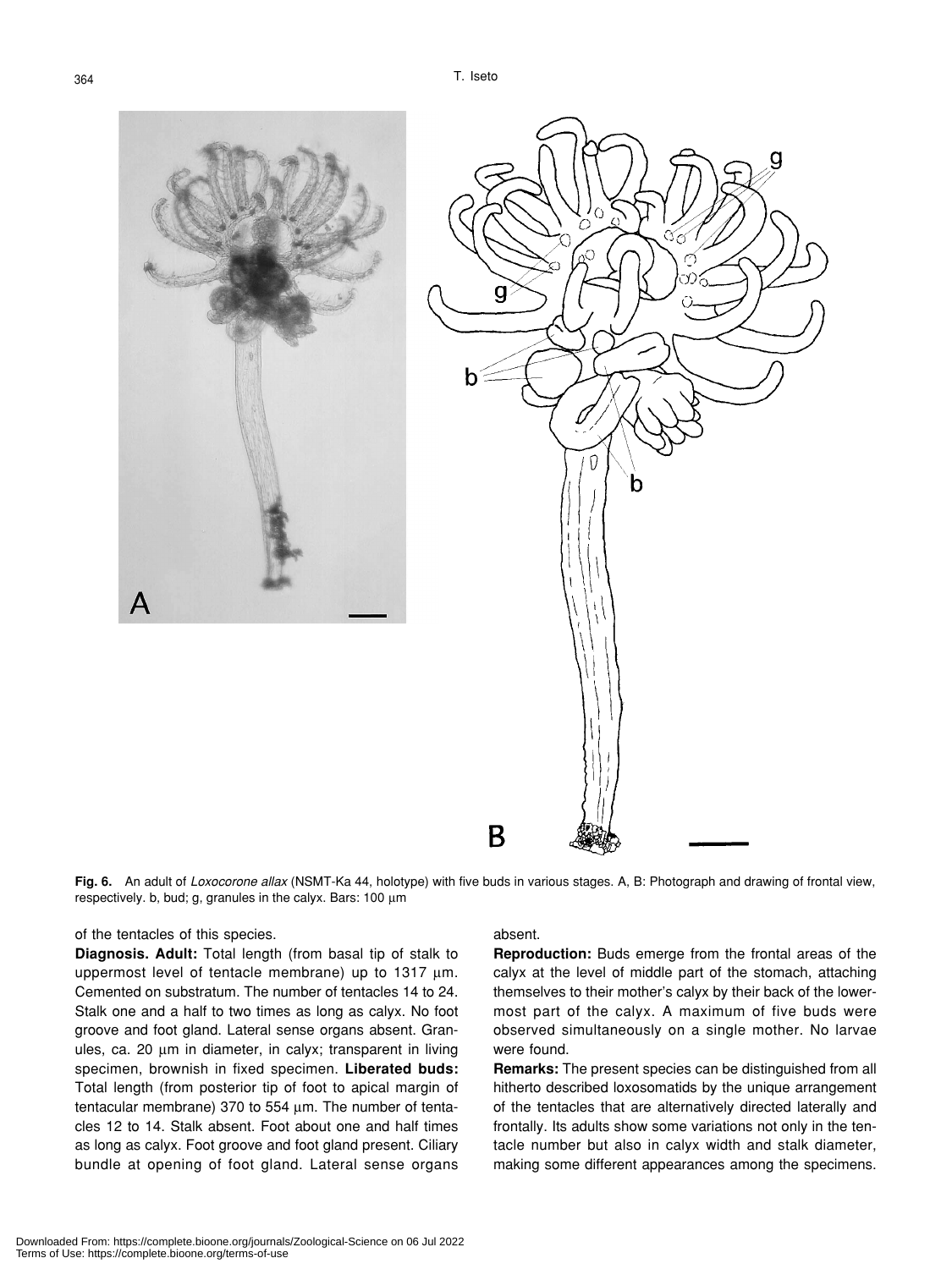**Fig. 6.** An adult of *Loxocorone allax* (NSMT-Ka 44, holotype) with five buds in various stages. A, B: Photograph and drawing of frontal view, respectively. b, bud; g, granules in the calyx. Bars: 100 µm

of the tentacles of this species.

**Diagnosis. Adult:** Total length (from basal tip of stalk to uppermost level of tentacle membrane) up to 1317 µm. Cemented on substratum. The number of tentacles 14 to 24. Stalk one and a half to two times as long as calyx. No foot groove and foot gland. Lateral sense organs absent. Granules, ca. 20 µm in diameter, in calyx; transparent in living specimen, brownish in fixed specimen. **Liberated buds:** Total length (from posterior tip of foot to apical margin of tentacular membrane) 370 to 554 µm. The number of tentacles 12 to 14. Stalk absent. Foot about one and half times as long as calyx. Foot groove and foot gland present. Ciliary bundle at opening of foot gland. Lateral sense organs absent.

**Reproduction:** Buds emerge from the frontal areas of the calyx at the level of middle part of the stomach, attaching themselves to their mother's calyx by their back of the lowermost part of the calyx. A maximum of five buds were observed simultaneously on a single mother. No larvae were found.

**Remarks:** The present species can be distinguished from all hitherto described loxosomatids by the unique arrangement of the tentacles that are alternatively directed laterally and frontally. Its adults show some variations not only in the tentacle number but also in calyx width and stalk diameter, making some different appearances among the specimens.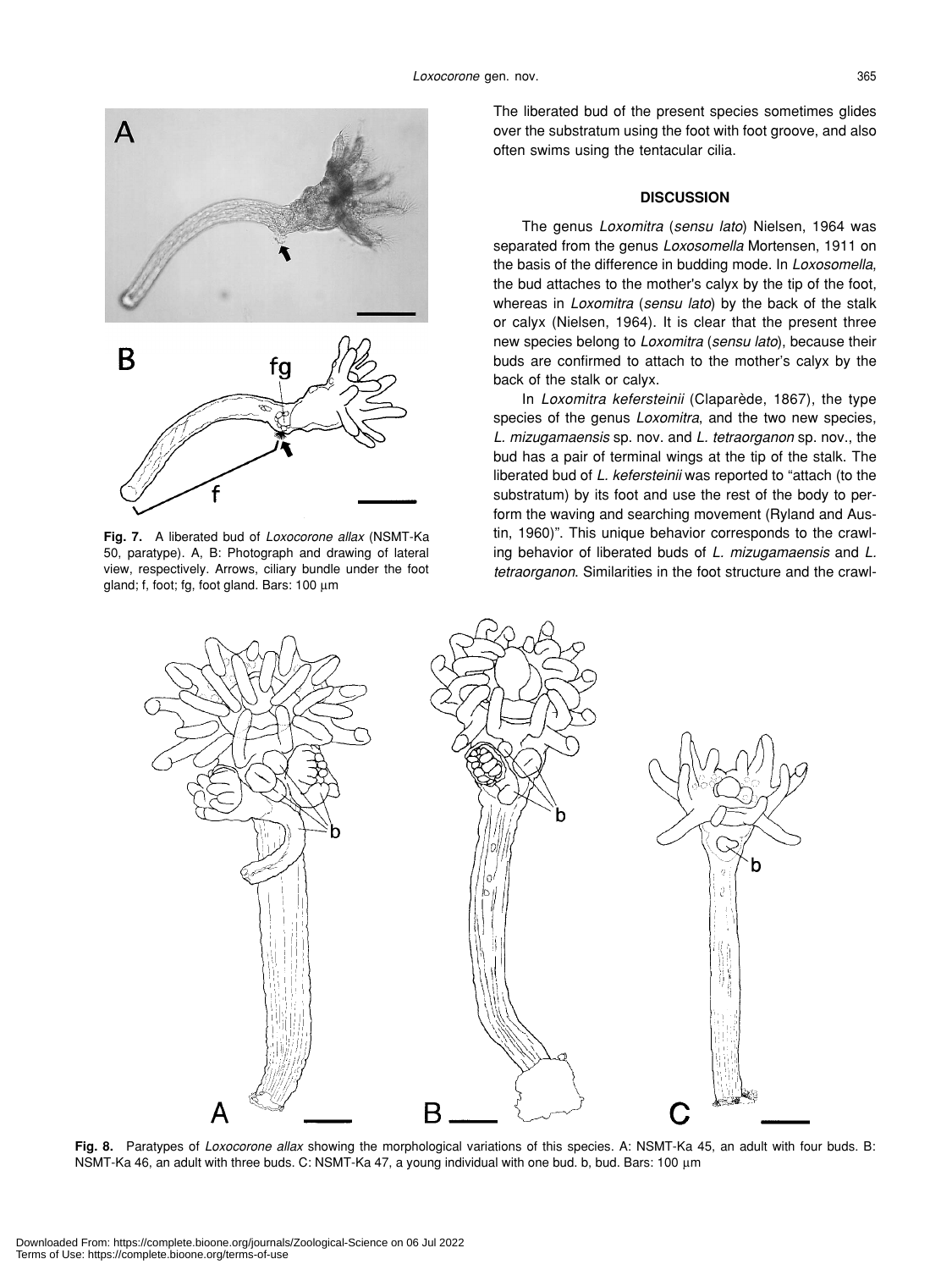**Fig. 7.** A liberated bud of *Loxocorone allax* (NSMT-Ka 50, paratype). A, B: Photograph and drawing of lateral view, respectively. Arrows, ciliary bundle under the foot gland; f, foot; fg, foot gland. Bars: 100 µm

The liberated bud of the present species sometimes glides over the substratum using the foot with foot groove, and also often swims using the tentacular cilia.

## DISCUSSION

The genus *Loxomitra* (*sensu lato*) Nielsen, 1964 was separated from the genus *Loxosomella* Mortensen, 1911 on the basis of the difference in budding mode. In *Loxosomella*, the bud attaches to the mother's calyx by the tip of the foot, whereas in *Loxomitra* (*sensu lato*) by the back of the stalk or calyx (Nielsen, 1964). It is clear that the present three new species belong to *Loxomitra* (*sensu lato*), because their buds are confirmed to attach to the mother's calyx by the back of the stalk or calyx.

In *Loxomitra kefersteinii* (Claparède, 1867), the type species of the genus *Loxomitra*, and the two new species, *L. mizugamaensis* sp. nov. and *L. tetraorganon* sp. nov., the bud has a pair of terminal wings at the tip of the stalk. The liberated bud of *L. kefersteinii* was reported to "attach (to the substratum) by its foot and use the rest of the body to perform the waving and searching movement (Ryland and Austin, 1960)". This unique behavior corresponds to the crawling behavior of liberated buds of *L. mizugamaensis* and *L. tetraorganon*. Similarities in the foot structure and the crawl-

**Fig. 8.** Paratypes of *Loxocorone allax* showing the morphological variations of this species. A: NSMT-Ka 45, an adult with four buds. B: NSMT-Ka 46, an adult with three buds. C: NSMT-Ka 47, a young individual with one bud. b, bud. Bars: 100 µm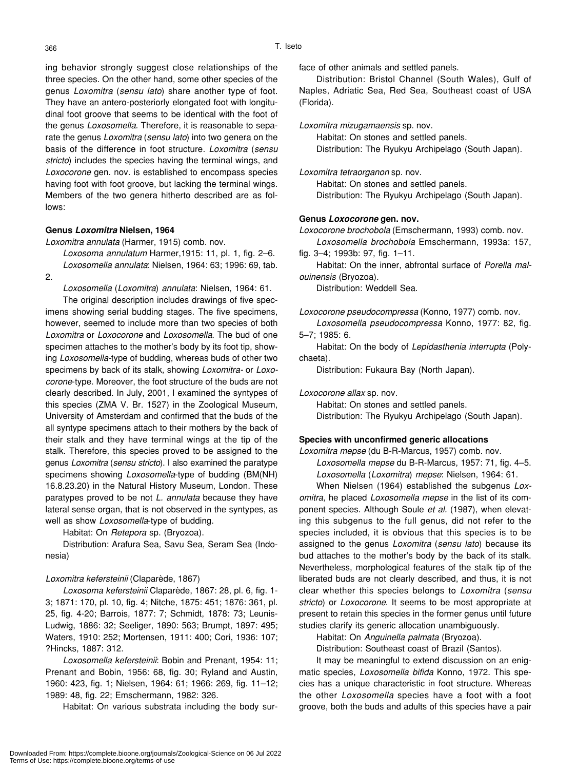ing behavior strongly suggest close relationships of the three species. On the other hand, some other species of the genus *Loxomitra* (*sensu lato*) share another type of foot. They have an antero-posteriorly elongated foot with longitudinal foot groove that seems to be identical with the foot of the genus *Loxosomella*. Therefore, it is reasonable to separate the genus *Loxomitra* (*sensu lato*) into two genera on the basis of the difference in foot structure. *Loxomitra* (*sensu stricto*) includes the species having the terminal wings, and *Loxocorone* gen. nov. is established to encompass species having foot with foot groove, but lacking the terminal wings. Members of the two genera hitherto described are as follows:

#### Genus *Loxomitra* Nielsen, 1964

*Loxomitra annulata* (Harmer, 1915) comb. nov.

*Loxosoma annulatum* Harmer,1915: 11, pl. 1, fig. 2–6.

*Loxosomella annulata*: Nielsen, 1964: 63; 1996: 69, tab. 2.

*Loxosomella* (*Loxomitra*) *annulata*: Nielsen, 1964: 61.

The original description includes drawings of five specimens showing serial budding stages. The five specimens, however, seemed to include more than two species of both *Loxomitra* or *Loxocorone* and *Loxosomella*. The bud of one specimen attaches to the mother's body by its foot tip, showing *Loxosomella*-type of budding, whereas buds of other two specimens by back of its stalk, showing *Loxomitra*- or *Loxocorone*-type. Moreover, the foot structure of the buds are not clearly described. In July, 2001, I examined the syntypes of this species (ZMA V. Br. 1527) in the Zoological Museum, University of Amsterdam and confirmed that the buds of the all syntype specimens attach to their mothers by the back of their stalk and they have terminal wings at the tip of the stalk. Therefore, this species proved to be assigned to the genus *Loxomitra* (*sensu stricto*). I also examined the paratype specimens showing *Loxosomella*-type of budding (BM(NH) 16.8.23.20) in the Natural History Museum, London. These paratypes proved to be not *L. annulata* because they have lateral sense organ, that is not observed in the syntypes, as well as show *Loxosomella*-type of budding.

Habitat: On *Retepora* sp. (Bryozoa).

Distribution: Arafura Sea, Savu Sea, Seram Sea (Indonesia)

*Loxomitra kefersteinii* (Claparède, 1867)

*Loxosoma kefersteinii* Claparède, 1867: 28, pl. 6, fig. 1-3; 1871: 170, pl. 10, fig. 4; Nitche, 1875: 451; 1876: 361, pl. 25, fig. 4-20; Barrois, 1877: 7; Schmidt, 1878: 73; Leunis-Ludwig, 1886: 32; Seeliger, 1890: 563; Brumpt, 1897: 495; Waters, 1910: 252; Mortensen, 1911: 400; Cori, 1936: 107; ?Hincks, 1887: 312.

*Loxosomella kefersteinii*: Bobin and Prenant, 1954: 11; Prenant and Bobin, 1956: 68, fig. 30; Ryland and Austin, 1960: 423, fig. 1; Nielsen, 1964: 61; 1966: 269, fig. 11–12; 1989: 48, fig. 22; Emschermann, 1982: 326.

Habitat: On various substrata including the body surface of other animals and settled panels.

Distribution: Bristol Channel (South Wales), Gulf of Naples, Adriatic Sea, Red Sea, Southeast coast of USA (Florida).

*Loxomitra mizugamaensis* sp. nov.

Habitat: On stones and settled panels.

Distribution: The Ryukyu Archipelago (South Japan).

*Loxomitra tetraorganon* sp. nov.

Habitat: On stones and settled panels.

Distribution: The Ryukyu Archipelago (South Japan).

#### Genus *Loxocorone* gen. nov.

*Loxocorone brochobola* (Emschermann, 1993) comb. nov.

*Loxosomella brochobola* Emschermann, 1993a: 157, fig. 3–4; 1993b: 97, fig. 1–11.

Habitat: On the inner, abfrontal surface of *Porella malouinensis* (Bryozoa).

Distribution: Weddell Sea.

*Loxocorone pseudocompressa* (Konno, 1977) comb. nov.

*Loxosomella pseudocompressa* Konno, 1977: 82, fig. 5–7; 1985: 6.

Habitat: On the body of *Lepidasthenia interrupta* (Polychaeta).

Distribution: Fukaura Bay (North Japan).

*Loxocorone allax* sp. nov.

Habitat: On stones and settled panels.

Distribution: The Ryukyu Archipelago (South Japan).

#### Species with unconfirmed generic allocations

*Loxomitra mepse* (du B-R-Marcus, 1957) comb. nov.

*Loxosomella mepse* du B-R-Marcus, 1957: 71, fig. 4–5.

*Loxosomella* (*Loxomitra*) *mepse*: Nielsen, 1964: 61.

When Nielsen (1964) established the subgenus *Loxomitra*, he placed *Loxosomella mepse* in the list of its component species. Although Soule *et al.* (1987), when elevating this subgenus to the full genus, did not refer to the species included, it is obvious that this species is to be assigned to the genus *Loxomitra* (*sensu lato*) because its bud attaches to the mother's body by the back of its stalk. Nevertheless, morphological features of the stalk tip of the liberated buds are not clearly described, and thus, it is not clear whether this species belongs to *Loxomitra* (*sensu stricto*) or *Loxocorone*. It seems to be most appropriate at present to retain this species in the former genus until future studies clarify its generic allocation unambiguously.

Habitat: On *Anguinella palmata* (Bryozoa).

Distribution: Southeast coast of Brazil (Santos).

It may be meaningful to extend discussion on an enigmatic species, *Loxosomella bifida* Konno, 1972. This species has a unique characteristic in foot structure. Whereas the other *Loxosomella* species have a foot with a foot groove, both the buds and adults of this species have a pair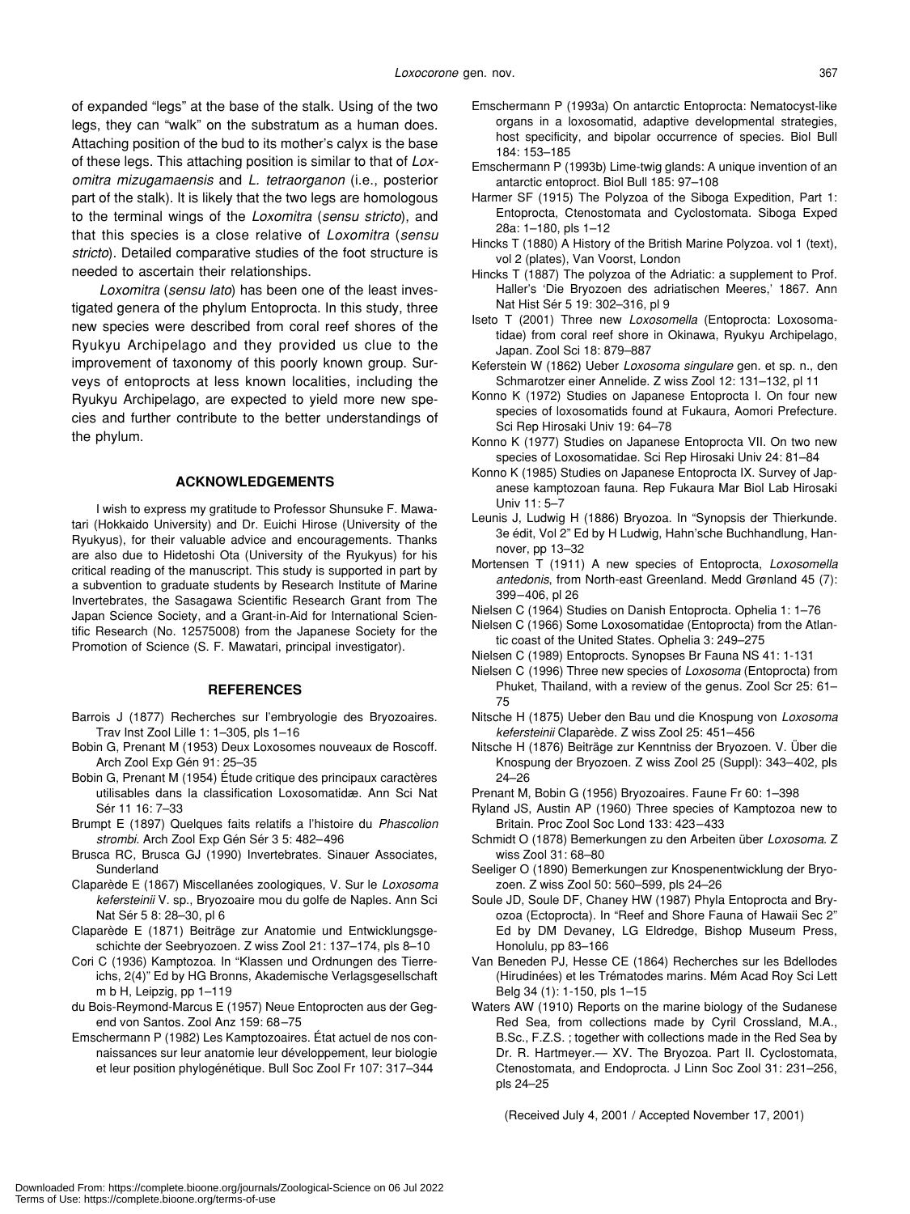of expanded "legs" at the base of the stalk. Using of the two legs, they can "walk" on the substratum as a human does. Attaching position of the bud to its mother's calyx is the base of these legs. This attaching position is similar to that of *Loxomitra mizugamaensis* and *L. tetraorganon* (i.e., posterior part of the stalk). It is likely that the two legs are homologous to the terminal wings of the *Loxomitra* (*sensu stricto*), and that this species is a close relative of *Loxomitra* (*sensu stricto*). Detailed comparative studies of the foot structure is needed to ascertain their relationships.

*Loxomitra* (*sensu lato*) has been one of the least investigated genera of the phylum Entoprocta. In this study, three new species were described from coral reef shores of the Ryukyu Archipelago and they provided us clue to the improvement of taxonomy of this poorly known group. Surveys of entoprocts at less known localities, including the Ryukyu Archipelago, are expected to yield more new species and further contribute to the better understandings of the phylum.

## ACKNOWLEDGEMENTS

I wish to express my gratitude to Professor Shunsuke F. Mawatari (Hokkaido University) and Dr. Euichi Hirose (University of the Ryukyus), for their valuable advice and encouragements. Thanks are also due to Hidetoshi Ota (University of the Ryukyus) for his critical reading of the manuscript. This study is supported in part by a subvention to graduate students by Research Institute of Marine Invertebrates, the Sasagawa Scientific Research Grant from The Japan Science Society, and a Grant-in-Aid for International Scientific Research (No. 12575008) from the Japanese Society for the Promotion of Science (S. F. Mawatari, principal investigator).

## REFERENCES

Barrois J (1877) Recherches sur l'embryologie des Bryozoaires. Trav Inst Zool Lille 1: 1–305, pls 1–16

Bobin G, Prenant M (1953) Deux Loxosomes nouveaux de Roscoff. Arch Zool Exp Gén 91: 25–35

Bobin G, Prenant M (1954) Étude critique des principaux caractères utilisables dans la classification Loxosomatidæ. Ann Sci Nat Sér 11 16: 7–33

Brumpt E (1897) Quelques faits relatifs a l'histoire du *Phascolion strombi*. Arch Zool Exp Gén Sér 3 5: 482–496

Brusca RC, Brusca GJ (1990) Invertebrates. Sinauer Associates, Sunderland

Claparède E (1867) Miscellanées zoologiques, V. Sur le *Loxosoma kefersteinii* V. sp., Bryozoaire mou du golfe de Naples. Ann Sci Nat Sér 5 8: 28–30, pl 6

Claparède E (1871) Beiträge zur Anatomie und Entwicklungsgeschichte der Seebryozoen. Z wiss Zool 21: 137–174, pls 8–10

Cori C (1936) Kamptozoa. In "Klassen und Ordnungen des Tierreichs, 2(4)" Ed by HG Bronns, Akademische Verlagsgesellschaft m b H, Leipzig, pp 1–119

du Bois-Reymond-Marcus E (1957) Neue Entoprocten aus der Gegend von Santos. Zool Anz 159: 68–75

Emschermann P (1982) Les Kamptozoaires. État actuel de nos connaissances sur leur anatomie leur développement, leur biologie et leur position phylogénétique. Bull Soc Zool Fr 107: 317–344

Emschermann P (1993a) On antarctic Entoprocta: Nematocyst-like organs in a loxosomatid, adaptive developmental strategies, host specificity, and bipolar occurrence of species. Biol Bull 184: 153–185

Emschermann P (1993b) Lime-twig glands: A unique invention of an antarctic entoproct. Biol Bull 185: 97–108

Harmer SF (1915) The Polyzoa of the Siboga Expedition, Part 1: Entoprocta, Ctenostomata and Cyclostomata. Siboga Exped 28a: 1–180, pls 1–12

Hincks T (1880) A History of the British Marine Polyzoa. vol 1 (text), vol 2 (plates), Van Voorst, London

Hincks T (1887) The polyzoa of the Adriatic: a supplement to Prof. Haller's 'Die Bryozoen des adriatischen Meeres,' 1867. Ann Nat Hist Sér 5 19: 302–316, pl 9

Iseto T (2001) Three new *Loxosomella* (Entoprocta: Loxosomatidae) from coral reef shore in Okinawa, Ryukyu Archipelago, Japan. Zool Sci 18: 879–887

Keferstein W (1862) Ueber *Loxosoma singulare* gen. et sp. n., den Schmarotzer einer Annelide. Z wiss Zool 12: 131–132, pl 11

Konno K (1972) Studies on Japanese Entoprocta I. On four new species of loxosomatids found at Fukaura, Aomori Prefecture. Sci Rep Hirosaki Univ 19: 64–78

Konno K (1977) Studies on Japanese Entoprocta VII. On two new species of Loxosomatidae. Sci Rep Hirosaki Univ 24: 81–84

Konno K (1985) Studies on Japanese Entoprocta IX. Survey of Japanese kamptozoan fauna. Rep Fukaura Mar Biol Lab Hirosaki Univ 11: 5–7

Leunis J, Ludwig H (1886) Bryozoa. In "Synopsis der Thierkunde. 3e édit, Vol 2" Ed by H Ludwig, Hahn'sche Buchhandlung, Hannover, pp 13–32

Mortensen T (1911) A new species of Entoprocta, *Loxosomella antedonis*, from North-east Greenland. Medd Grønland 45 (7): 399–406, pl 26

Nielsen C (1964) Studies on Danish Entoprocta. Ophelia 1: 1–76

Nielsen C (1966) Some Loxosomatidae (Entoprocta) from the Atlantic coast of the United States. Ophelia 3: 249–275

Nielsen C (1989) Entoprocts. Synopses Br Fauna NS 41: 1-131

Nielsen C (1996) Three new species of *Loxosoma* (Entoprocta) from Phuket, Thailand, with a review of the genus. Zool Scr 25: 61–75

Nitsche H (1875) Ueber den Bau und die Knospung von *Loxosoma kefersteinii* Claparède. Z wiss Zool 25: 451–456

Nitsche H (1876) Beiträge zur Kenntniss der Bryozoen. V. Über die Knospung der Bryozoen. Z wiss Zool 25 (Suppl): 343–402, pls 24–26

Prenant M, Bobin G (1956) Bryozoaires. Faune Fr 60: 1–398

Ryland JS, Austin AP (1960) Three species of Kamptozoa new to Britain. Proc Zool Soc Lond 133: 423–433

Schmidt O (1878) Bemerkungen zu den Arbeiten über *Loxosoma*. Z wiss Zool 31: 68–80

Seeliger O (1890) Bemerkungen zur Knospenentwicklung der Bryozoen. Z wiss Zool 50: 560–599, pls 24–26

Soule JD, Soule DF, Chaney HW (1987) Phyla Entoprocta and Bryozoa (Ectoprocta). In "Reef and Shore Fauna of Hawaii Sec 2" Ed by DM Devaney, LG Eldredge, Bishop Museum Press, Honolulu, pp 83–166

Van Beneden PJ, Hesse CE (1864) Recherches sur les Bdellodes (Hirudinées) et les Trématodes marins. Mém Acad Roy Sci Lett Belg 34 (1): 1-150, pls 1–15

Waters AW (1910) Reports on the marine biology of the Sudanese Red Sea, from collections made by Cyril Crossland, M.A., B.Sc., F.Z.S. ; together with collections made in the Red Sea by Dr. R. Hartmeyer.— XV. The Bryozoa. Part II. Cyclostomata, Ctenostomata, and Endoprocta. J Linn Soc Zool 31: 231–256, pls 24–25

(Received July 4, 2001 / Accepted November 17, 2001)